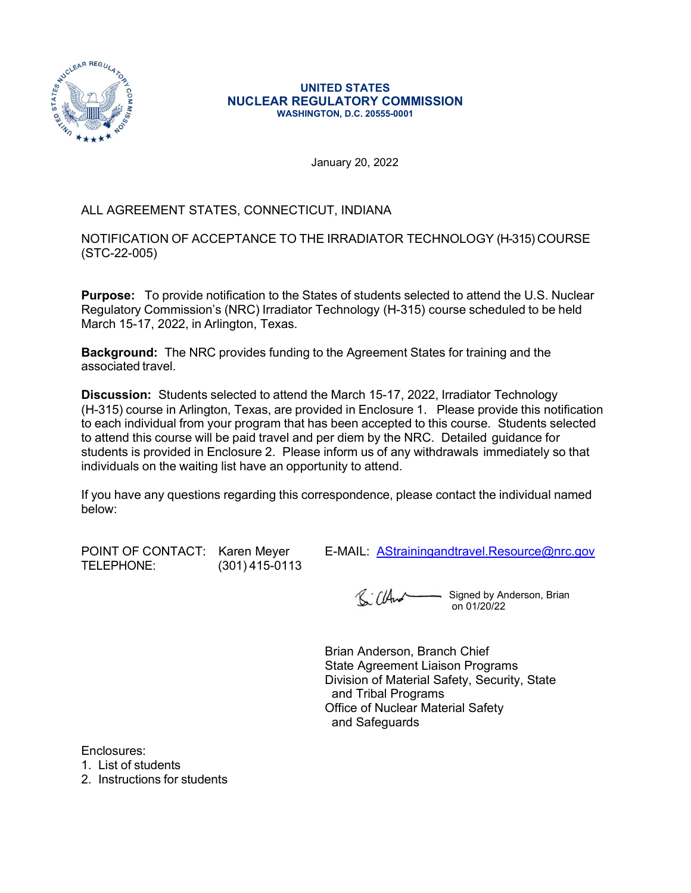**UNITED STATES**
**NUCLEAR REGULATORY COMMISSION**
**WASHINGTON, D.C. 20555-0001**

January 20, 2022

ALL AGREEMENT STATES, CONNECTICUT, INDIANA

NOTIFICATION OF ACCEPTANCE TO THE IRRADIATOR TECHNOLOGY (H-315) COURSE (STC-22-005)

**Purpose:** To provide notification to the States of students selected to attend the U.S. Nuclear Regulatory Commission's (NRC) Irradiator Technology (H-315) course scheduled to be held March 15-17, 2022, in Arlington, Texas.

**Background:** The NRC provides funding to the Agreement States for training and the associated travel.

**Discussion:** Students selected to attend the March 15-17, 2022, Irradiator Technology (H-315) course in Arlington, Texas, are provided in Enclosure 1. Please provide this notification to each individual from your program that has been accepted to this course. Students selected to attend this course will be paid travel and per diem by the NRC. Detailed guidance for students is provided in Enclosure 2. Please inform us of any withdrawals immediately so that individuals on the waiting list have an opportunity to attend.

If you have any questions regarding this correspondence, please contact the individual named below:

POINT OF CONTACT: Karen Meyer E-MAIL: AStrainingandtravel.Resource@nrc.gov
TELEPHONE: (301) 415-0113

Signed by Anderson, Brian on 01/20/22

Brian Anderson, Branch Chief
State Agreement Liaison Programs
Division of Material Safety, Security, State and Tribal Programs
Office of Nuclear Material Safety and Safeguards

Enclosures:
1. List of students
2. Instructions for students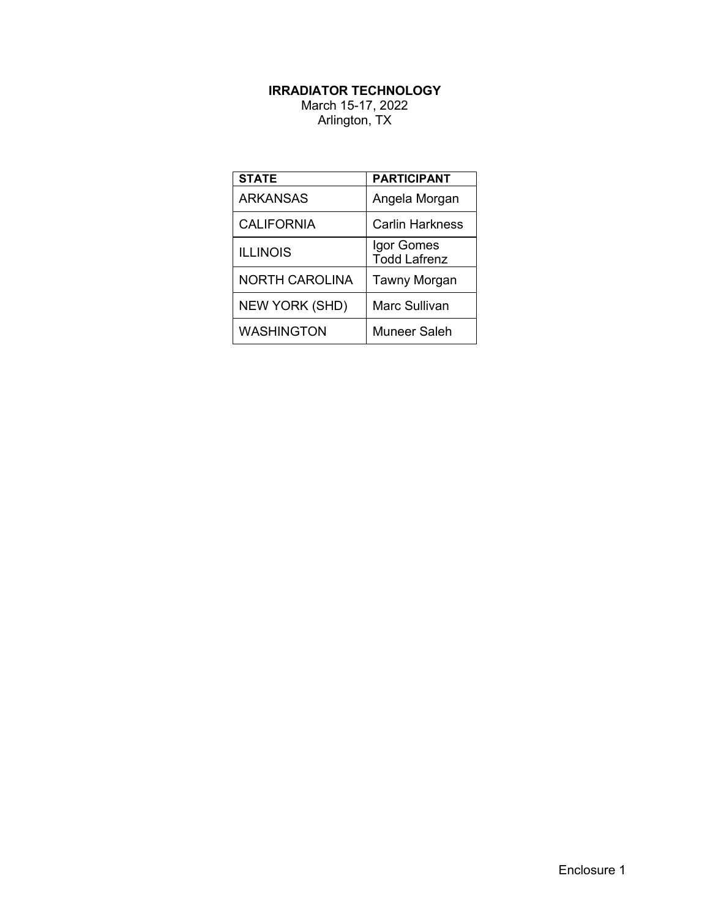**IRRADIATOR TECHNOLOGY**

March 15-17, 2022

Arlington, TX

| STATE | PARTICIPANT |
|---|---|
| ARKANSAS | Angela Morgan |
| CALIFORNIA | Carlin Harkness |
| ILLINOIS | Igor Gomes<br>Todd Lafrenz |
| NORTH CAROLINA | Tawny Morgan |
| NEW YORK (SHD) | Marc Sullivan |
| WASHINGTON | Muneer Saleh |

Enclosure 1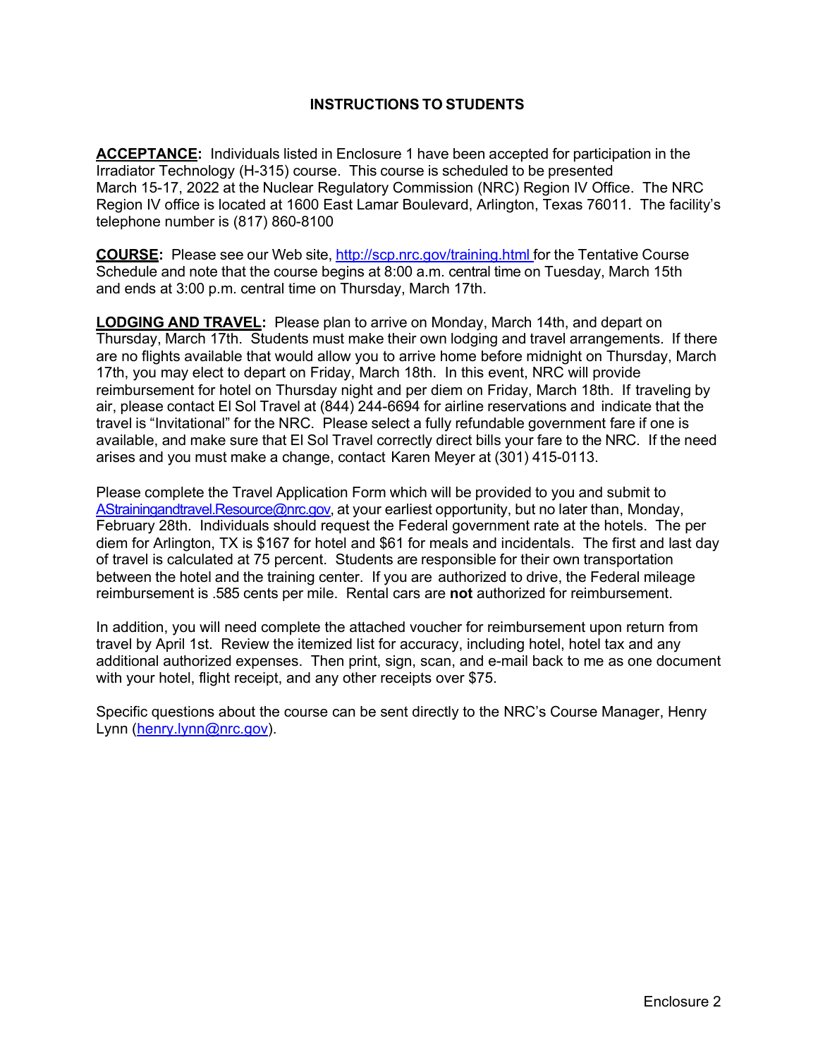## INSTRUCTIONS TO STUDENTS

**ACCEPTANCE:** Individuals listed in Enclosure 1 have been accepted for participation in the Irradiator Technology (H-315) course. This course is scheduled to be presented March 15-17, 2022 at the Nuclear Regulatory Commission (NRC) Region IV Office. The NRC Region IV office is located at 1600 East Lamar Boulevard, Arlington, Texas 76011. The facility's telephone number is (817) 860-8100

**COURSE:** Please see our Web site, http://scp.nrc.gov/training.html for the Tentative Course Schedule and note that the course begins at 8:00 a.m. central time on Tuesday, March 15th and ends at 3:00 p.m. central time on Thursday, March 17th.

**LODGING AND TRAVEL:** Please plan to arrive on Monday, March 14th, and depart on Thursday, March 17th. Students must make their own lodging and travel arrangements. If there are no flights available that would allow you to arrive home before midnight on Thursday, March 17th, you may elect to depart on Friday, March 18th. In this event, NRC will provide reimbursement for hotel on Thursday night and per diem on Friday, March 18th. If traveling by air, please contact El Sol Travel at (844) 244-6694 for airline reservations and indicate that the travel is "Invitational" for the NRC. Please select a fully refundable government fare if one is available, and make sure that El Sol Travel correctly direct bills your fare to the NRC. If the need arises and you must make a change, contact Karen Meyer at (301) 415-0113.

Please complete the Travel Application Form which will be provided to you and submit to AStrainingandtravel.Resource@nrc.gov, at your earliest opportunity, but no later than, Monday, February 28th. Individuals should request the Federal government rate at the hotels. The per diem for Arlington, TX is $167 for hotel and $61 for meals and incidentals. The first and last day of travel is calculated at 75 percent. Students are responsible for their own transportation between the hotel and the training center. If you are authorized to drive, the Federal mileage reimbursement is .585 cents per mile. Rental cars are **not** authorized for reimbursement.

In addition, you will need complete the attached voucher for reimbursement upon return from travel by April 1st. Review the itemized list for accuracy, including hotel, hotel tax and any additional authorized expenses. Then print, sign, scan, and e-mail back to me as one document with your hotel, flight receipt, and any other receipts over $75.

Specific questions about the course can be sent directly to the NRC's Course Manager, Henry Lynn (henry.lynn@nrc.gov).

Enclosure 2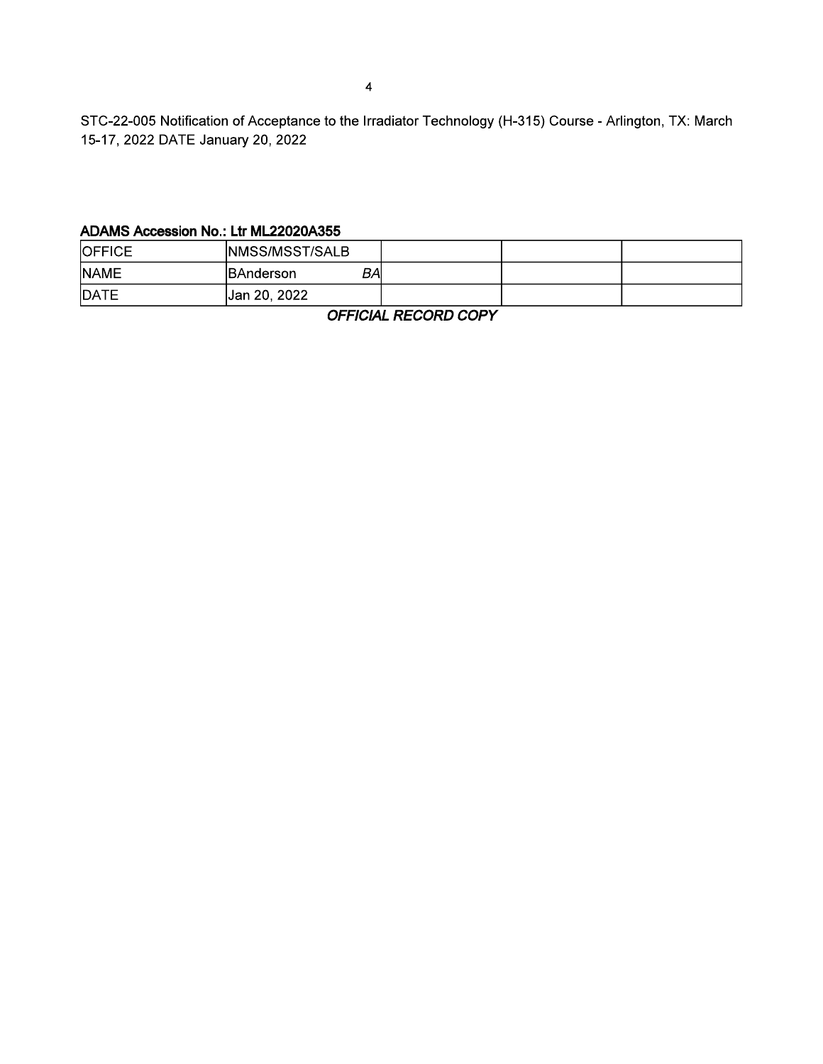STC-22-005 Notification of Acceptance to the Irradiator Technology (H-315) Course - Arlington, TX: March 15-17, 2022 DATE January 20, 2022

**ADAMS Accession No.: Ltr ML22020A355**

| | | | | |
|---|---|---|---|---|
| OFFICE | NMSS/MSST/SALB | | | |
| NAME | BAnderson *BA* | | | |
| DATE | Jan 20, 2022 | | | |

***OFFICIAL RECORD COPY***